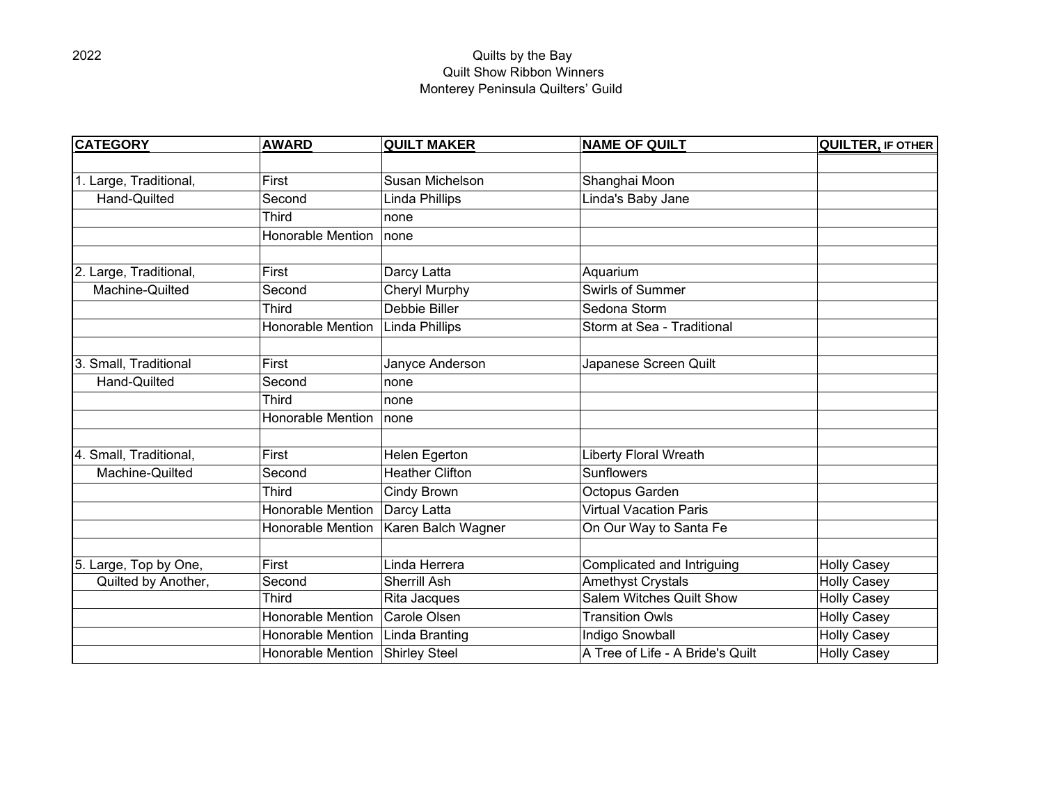2022

# Quilts by the Bay
## Quilt Show Ribbon Winners
## Monterey Peninsula Quilters' Guild

| CATEGORY | AWARD | QUILT MAKER | NAME OF QUILT | QUILTER, IF OTHER |
|---|---|---|---|---|
| | | | | |
| 1. Large, Traditional, | First | Susan Michelson | Shanghai Moon | |
| Hand-Quilted | Second | Linda Phillips | Linda's Baby Jane | |
| | Third | none | | |
| | Honorable Mention | none | | |
| | | | | |
| 2. Large, Traditional, | First | Darcy Latta | Aquarium | |
| Machine-Quilted | Second | Cheryl Murphy | Swirls of Summer | |
| | Third | Debbie Biller | Sedona Storm | |
| | Honorable Mention | Linda Phillips | Storm at Sea - Traditional | |
| | | | | |
| 3. Small, Traditional | First | Janyce Anderson | Japanese Screen Quilt | |
| Hand-Quilted | Second | none | | |
| | Third | none | | |
| | Honorable Mention | none | | |
| | | | | |
| 4. Small, Traditional, | First | Helen Egerton | Liberty Floral Wreath | |
| Machine-Quilted | Second | Heather Clifton | Sunflowers | |
| | Third | Cindy Brown | Octopus Garden | |
| | Honorable Mention | Darcy Latta | Virtual Vacation Paris | |
| | Honorable Mention | Karen Balch Wagner | On Our Way to Santa Fe | |
| | | | | |
| 5. Large, Top by One, | First | Linda Herrera | Complicated and Intriguing | Holly Casey |
| Quilted by Another, | Second | Sherrill Ash | Amethyst Crystals | Holly Casey |
| | Third | Rita Jacques | Salem Witches Quilt Show | Holly Casey |
| | Honorable Mention | Carole Olsen | Transition Owls | Holly Casey |
| | Honorable Mention | Linda Branting | Indigo Snowball | Holly Casey |
| | Honorable Mention | Shirley Steel | A Tree of Life - A Bride's Quilt | Holly Casey |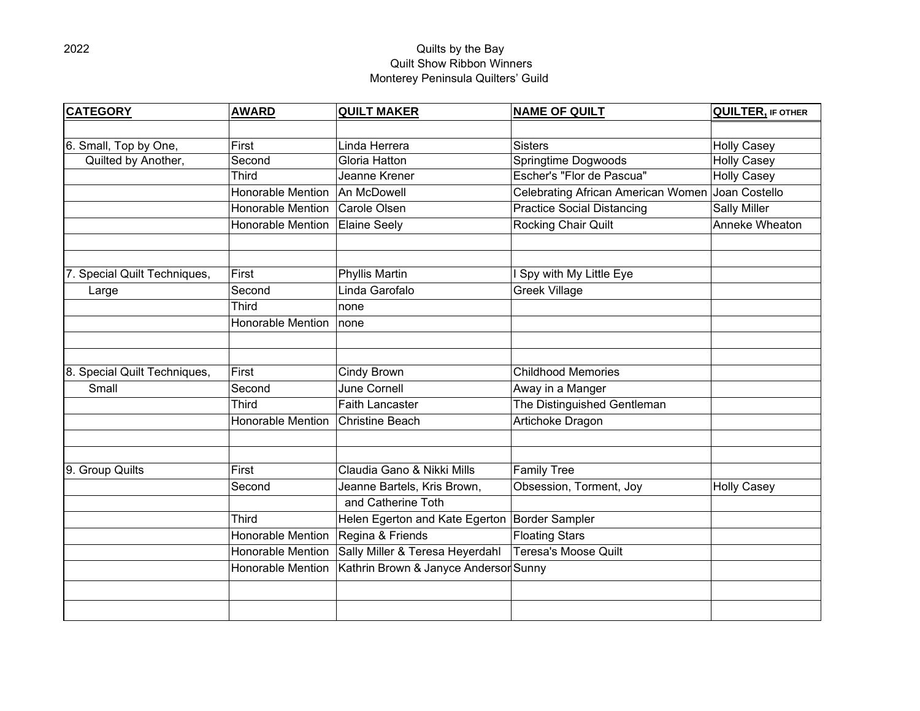2022

# Quilts by the Bay
## Quilt Show Ribbon Winners
## Monterey Peninsula Quilters' Guild

| CATEGORY | AWARD | QUILT MAKER | NAME OF QUILT | QUILTER, IF OTHER |
|---|---|---|---|---|
| | | | | |
| 6. Small, Top by One, | First | Linda Herrera | Sisters | Holly Casey |
| Quilted by Another, | Second | Gloria Hatton | Springtime Dogwoods | Holly Casey |
| | Third | Jeanne Krener | Escher's "Flor de Pascua" | Holly Casey |
| | Honorable Mention | An McDowell | Celebrating African American Women | Joan Costello |
| | Honorable Mention | Carole Olsen | Practice Social Distancing | Sally Miller |
| | Honorable Mention | Elaine Seely | Rocking Chair Quilt | Anneke Wheaton |
| | | | | |
| | | | | |
| 7. Special Quilt Techniques, | First | Phyllis Martin | I Spy with My Little Eye | |
| Large | Second | Linda Garofalo | Greek Village | |
| | Third | none | | |
| | Honorable Mention | none | | |
| | | | | |
| | | | | |
| 8. Special Quilt Techniques, | First | Cindy Brown | Childhood Memories | |
| Small | Second | June Cornell | Away in a Manger | |
| | Third | Faith Lancaster | The Distinguished Gentleman | |
| | Honorable Mention | Christine Beach | Artichoke Dragon | |
| | | | | |
| | | | | |
| 9. Group Quilts | First | Claudia Gano & Nikki Mills | Family Tree | |
| | Second | Jeanne Bartels, Kris Brown, | Obsession, Torment, Joy | Holly Casey |
| | | and Catherine Toth | | |
| | Third | Helen Egerton and Kate Egerton | Border Sampler | |
| | Honorable Mention | Regina & Friends | Floating Stars | |
| | Honorable Mention | Sally Miller & Teresa Heyerdahl | Teresa's Moose Quilt | |
| | Honorable Mention | Kathrin Brown & Janyce Anderson | Sunny | |
| | | | | |
| | | | | |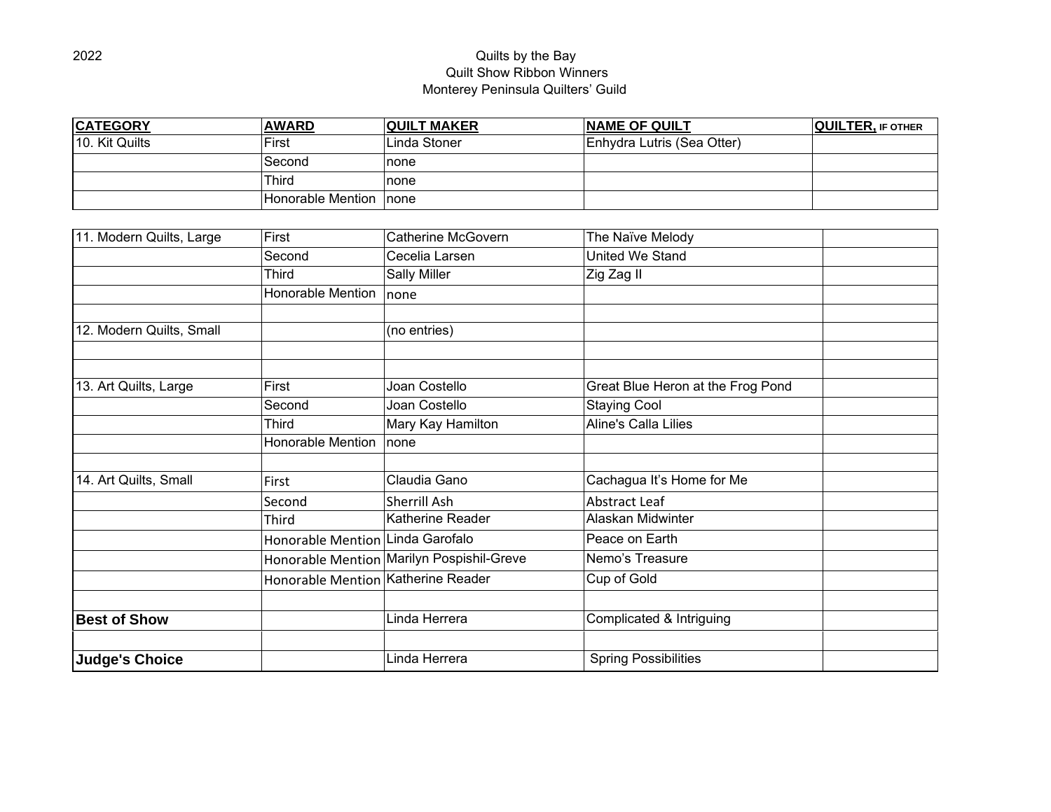2022

Quilts by the Bay
Quilt Show Ribbon Winners
Monterey Peninsula Quilters' Guild

| CATEGORY | AWARD | QUILT MAKER | NAME OF QUILT | QUILTER, IF OTHER |
|---|---|---|---|---|
| 10. Kit Quilts | First | Linda Stoner | Enhydra Lutris (Sea Otter) | |
| | Second | none | | |
| | Third | none | | |
| | Honorable Mention | none | | |
| | | | | |
| 11. Modern Quilts, Large | First | Catherine McGovern | The Naïve Melody | |
| | Second | Cecelia Larsen | United We Stand | |
| | Third | Sally Miller | Zig Zag II | |
| | Honorable Mention | none | | |
| | | | | |
| 12. Modern Quilts, Small | | (no entries) | | |
| | | | | |
| | | | | |
| 13. Art Quilts, Large | First | Joan Costello | Great Blue Heron at the Frog Pond | |
| | Second | Joan Costello | Staying Cool | |
| | Third | Mary Kay Hamilton | Aline's Calla Lilies | |
| | Honorable Mention | none | | |
| | | | | |
| 14. Art Quilts, Small | First | Claudia Gano | Cachagua It's Home for Me | |
| | Second | Sherrill Ash | Abstract Leaf | |
| | Third | Katherine Reader | Alaskan Midwinter | |
| | Honorable Mention | Linda Garofalo | Peace on Earth | |
| | Honorable Mention | Marilyn Pospishil-Greve | Nemo's Treasure | |
| | Honorable Mention | Katherine Reader | Cup of Gold | |
| | | | | |
| **Best of Show** | | Linda Herrera | Complicated & Intriguing | |
| | | | | |
| **Judge's Choice** | | Linda Herrera | Spring Possibilities | |